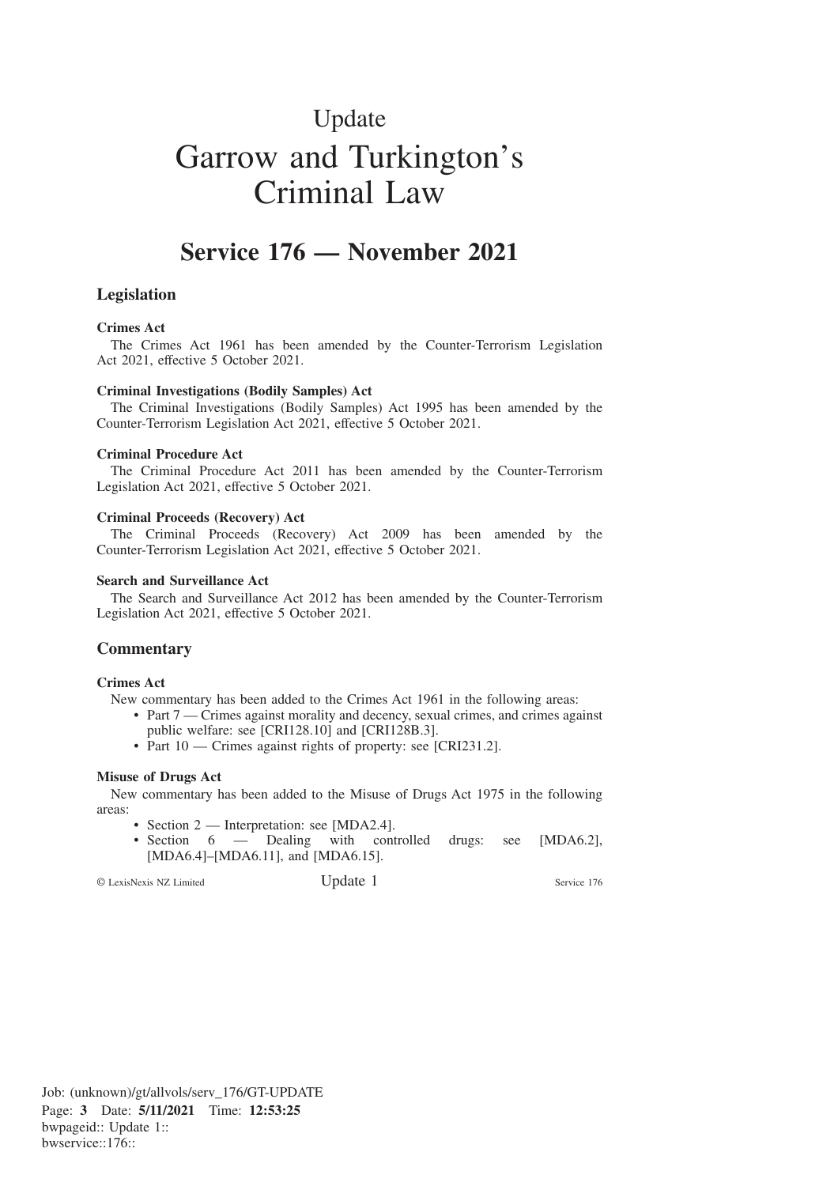# Update

# Garrow and Turkington's Criminal Law

## Service 176 — November 2021

### Legislation

**Crimes Act**

The Crimes Act 1961 has been amended by the Counter-Terrorism Legislation Act 2021, effective 5 October 2021.

**Criminal Investigations (Bodily Samples) Act**

The Criminal Investigations (Bodily Samples) Act 1995 has been amended by the Counter-Terrorism Legislation Act 2021, effective 5 October 2021.

**Criminal Procedure Act**

The Criminal Procedure Act 2011 has been amended by the Counter-Terrorism Legislation Act 2021, effective 5 October 2021.

**Criminal Proceeds (Recovery) Act**

The Criminal Proceeds (Recovery) Act 2009 has been amended by the Counter-Terrorism Legislation Act 2021, effective 5 October 2021.

**Search and Surveillance Act**

The Search and Surveillance Act 2012 has been amended by the Counter-Terrorism Legislation Act 2021, effective 5 October 2021.

### Commentary

**Crimes Act**

New commentary has been added to the Crimes Act 1961 in the following areas:

- Part 7 — Crimes against morality and decency, sexual crimes, and crimes against public welfare: see [CRI128.10] and [CRI128B.3].
- Part 10 — Crimes against rights of property: see [CRI231.2].

**Misuse of Drugs Act**

New commentary has been added to the Misuse of Drugs Act 1975 in the following areas:

- Section 2 — Interpretation: see [MDA2.4].
- Section 6 — Dealing with controlled drugs: see [MDA6.2], [MDA6.4]–[MDA6.11], and [MDA6.15].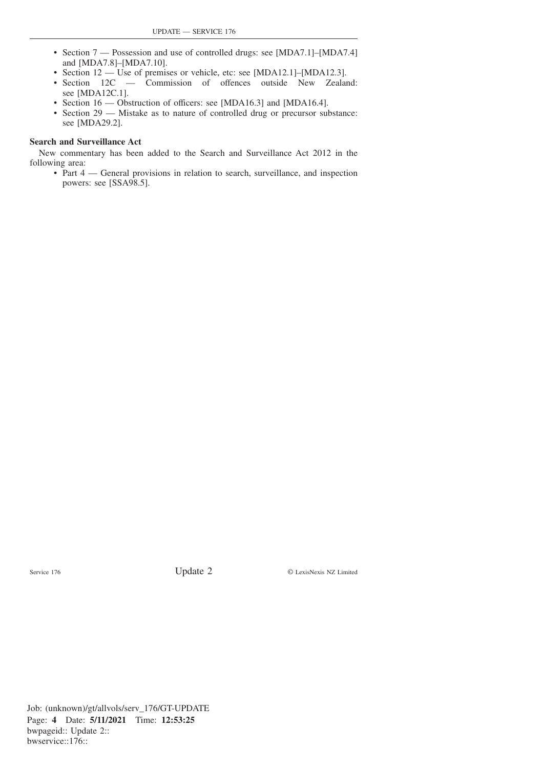- Section 7 — Possession and use of controlled drugs: see [MDA7.1]–[MDA7.4] and [MDA7.8]–[MDA7.10].
- Section 12 — Use of premises or vehicle, etc: see [MDA12.1]–[MDA12.3].
- Section 12C — Commission of offences outside New Zealand: see [MDA12C.1].
- Section 16 — Obstruction of officers: see [MDA16.3] and [MDA16.4].
- Section 29 — Mistake as to nature of controlled drug or precursor substance: see [MDA29.2].

**Search and Surveillance Act**

New commentary has been added to the Search and Surveillance Act 2012 in the following area:

- Part 4 — General provisions in relation to search, surveillance, and inspection powers: see [SSA98.5].